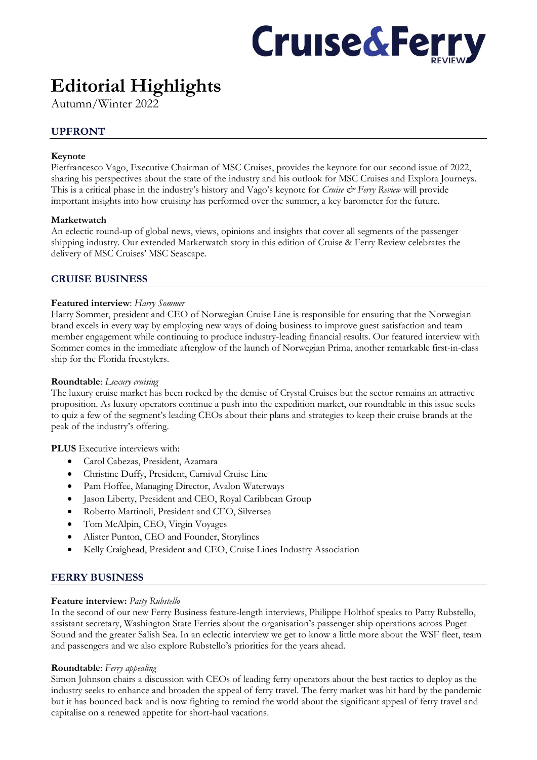Cruise&Ferry REVIEW

# Editorial Highlights

Autumn/Winter 2022

## UPFRONT

**Keynote**
Pierfrancesco Vago, Executive Chairman of MSC Cruises, provides the keynote for our second issue of 2022, sharing his perspectives about the state of the industry and his outlook for MSC Cruises and Explora Journeys. This is a critical phase in the industry's history and Vago's keynote for *Cruise & Ferry Review* will provide important insights into how cruising has performed over the summer, a key barometer for the future.

**Marketwatch**
An eclectic round-up of global news, views, opinions and insights that cover all segments of the passenger shipping industry. Our extended Marketwatch story in this edition of Cruise & Ferry Review celebrates the delivery of MSC Cruises' MSC Seascape.

## CRUISE BUSINESS

**Featured interview**: *Harry Sommer*
Harry Sommer, president and CEO of Norwegian Cruise Line is responsible for ensuring that the Norwegian brand excels in every way by employing new ways of doing business to improve guest satisfaction and team member engagement while continuing to produce industry-leading financial results. Our featured interview with Sommer comes in the immediate afterglow of the launch of Norwegian Prima, another remarkable first-in-class ship for the Florida freestylers.

**Roundtable**: *Luxury cruising*
The luxury cruise market has been rocked by the demise of Crystal Cruises but the sector remains an attractive proposition. As luxury operators continue a push into the expedition market, our roundtable in this issue seeks to quiz a few of the segment's leading CEOs about their plans and strategies to keep their cruise brands at the peak of the industry's offering.

**PLUS** Executive interviews with:

- Carol Cabezas, President, Azamara
- Christine Duffy, President, Carnival Cruise Line
- Pam Hoffee, Managing Director, Avalon Waterways
- Jason Liberty, President and CEO, Royal Caribbean Group
- Roberto Martinoli, President and CEO, Silversea
- Tom McAlpin, CEO, Virgin Voyages
- Alister Punton, CEO and Founder, Storylines
- Kelly Craighead, President and CEO, Cruise Lines Industry Association

## FERRY BUSINESS

**Feature interview:** *Patty Rubstello*
In the second of our new Ferry Business feature-length interviews, Philippe Holthof speaks to Patty Rubstello, assistant secretary, Washington State Ferries about the organisation's passenger ship operations across Puget Sound and the greater Salish Sea. In an eclectic interview we get to know a little more about the WSF fleet, team and passengers and we also explore Rubstello's priorities for the years ahead.

**Roundtable**: *Ferry appealing*
Simon Johnson chairs a discussion with CEOs of leading ferry operators about the best tactics to deploy as the industry seeks to enhance and broaden the appeal of ferry travel. The ferry market was hit hard by the pandemic but it has bounced back and is now fighting to remind the world about the significant appeal of ferry travel and capitalise on a renewed appetite for short-haul vacations.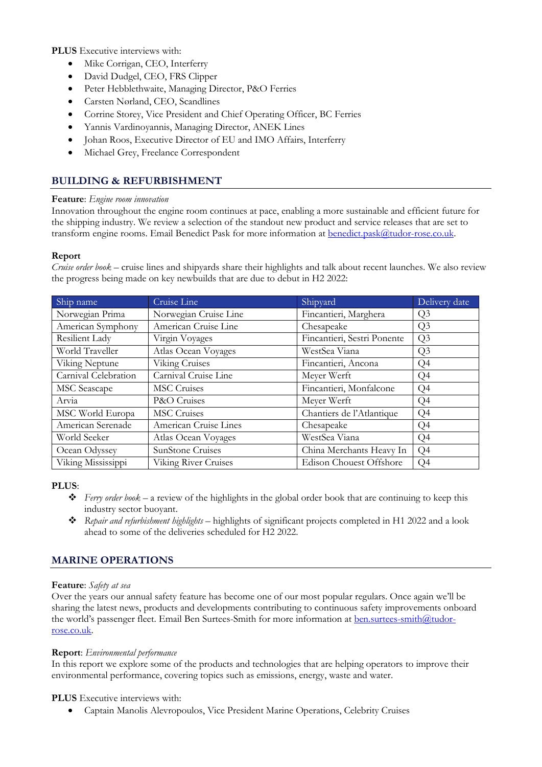**PLUS** Executive interviews with:

- Mike Corrigan, CEO, Interferry
- David Dudgel, CEO, FRS Clipper
- Peter Hebblethwaite, Managing Director, P&O Ferries
- Carsten Nørland, CEO, Scandlines
- Corrine Storey, Vice President and Chief Operating Officer, BC Ferries
- Yannis Vardinoyannis, Managing Director, ANEK Lines
- Johan Roos, Executive Director of EU and IMO Affairs, Interferry
- Michael Grey, Freelance Correspondent

## BUILDING & REFURBISHMENT

**Feature**: *Engine room innovation*
Innovation throughout the engine room continues at pace, enabling a more sustainable and efficient future for the shipping industry. We review a selection of the standout new product and service releases that are set to transform engine rooms. Email Benedict Pask for more information at benedict.pask@tudor-rose.co.uk.

**Report**
*Cruise order book* – cruise lines and shipyards share their highlights and talk about recent launches. We also review the progress being made on key newbuilds that are due to debut in H2 2022:

| Ship name | Cruise Line | Shipyard | Delivery date |
|---|---|---|---|
| Norwegian Prima | Norwegian Cruise Line | Fincantieri, Marghera | Q3 |
| American Symphony | American Cruise Line | Chesapeake | Q3 |
| Resilient Lady | Virgin Voyages | Fincantieri, Sestri Ponente | Q3 |
| World Traveller | Atlas Ocean Voyages | WestSea Viana | Q3 |
| Viking Neptune | Viking Cruises | Fincantieri, Ancona | Q4 |
| Carnival Celebration | Carnival Cruise Line | Meyer Werft | Q4 |
| MSC Seascape | MSC Cruises | Fincantieri, Monfalcone | Q4 |
| Arvia | P&O Cruises | Meyer Werft | Q4 |
| MSC World Europa | MSC Cruises | Chantiers de l'Atlantique | Q4 |
| American Serenade | American Cruise Lines | Chesapeake | Q4 |
| World Seeker | Atlas Ocean Voyages | WestSea Viana | Q4 |
| Ocean Odyssey | SunStone Cruises | China Merchants Heavy In | Q4 |
| Viking Mississippi | Viking River Cruises | Edison Chouest Offshore | Q4 |

**PLUS**:

- *Ferry order book* – a review of the highlights in the global order book that are continuing to keep this industry sector buoyant.
- *Repair and refurbishment highlights* – highlights of significant projects completed in H1 2022 and a look ahead to some of the deliveries scheduled for H2 2022.

## MARINE OPERATIONS

**Feature**: *Safety at sea*
Over the years our annual safety feature has become one of our most popular regulars. Once again we'll be sharing the latest news, products and developments contributing to continuous safety improvements onboard the world's passenger fleet. Email Ben Surtees-Smith for more information at ben.surtees-smith@tudor-rose.co.uk.

**Report**: *Environmental performance*
In this report we explore some of the products and technologies that are helping operators to improve their environmental performance, covering topics such as emissions, energy, waste and water.

**PLUS** Executive interviews with:

- Captain Manolis Alevropoulos, Vice President Marine Operations, Celebrity Cruises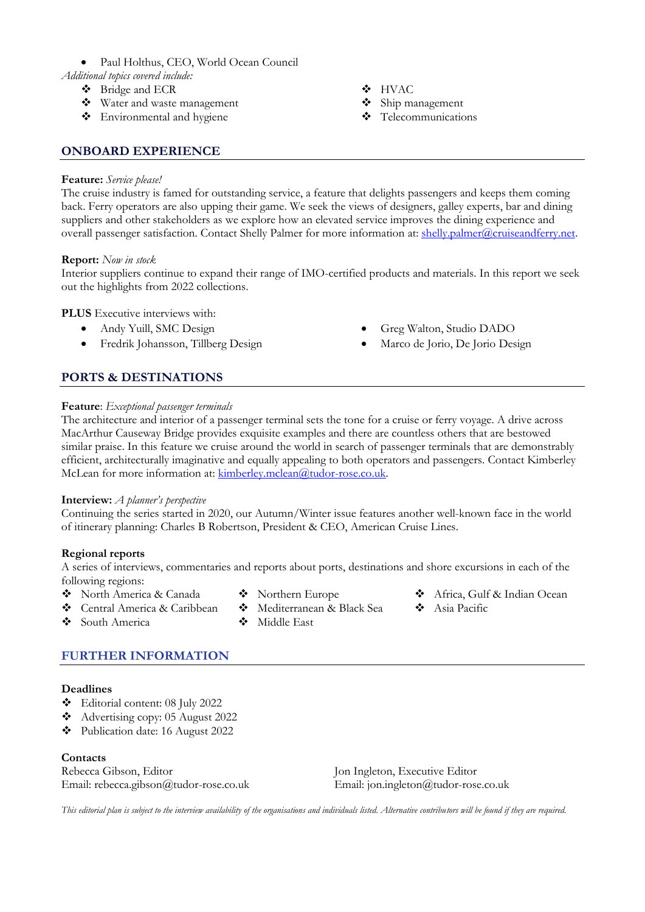- Paul Holthus, CEO, World Ocean Council

*Additional topics covered include:*

- Bridge and ECR
- Water and waste management
- Environmental and hygiene
- HVAC
- Ship management
- Telecommunications

## ONBOARD EXPERIENCE

**Feature:** *Service please!*
The cruise industry is famed for outstanding service, a feature that delights passengers and keeps them coming back. Ferry operators are also upping their game. We seek the views of designers, galley experts, bar and dining suppliers and other stakeholders as we explore how an elevated service improves the dining experience and overall passenger satisfaction. Contact Shelly Palmer for more information at: shelly.palmer@cruiseandferry.net.

**Report:** *Now in stock*
Interior suppliers continue to expand their range of IMO-certified products and materials. In this report we seek out the highlights from 2022 collections.

**PLUS** Executive interviews with:

- Andy Yuill, SMC Design
- Fredrik Johansson, Tillberg Design
- Greg Walton, Studio DADO
- Marco de Jorio, De Jorio Design

## PORTS & DESTINATIONS

**Feature**: *Exceptional passenger terminals*
The architecture and interior of a passenger terminal sets the tone for a cruise or ferry voyage. A drive across MacArthur Causeway Bridge provides exquisite examples and there are countless others that are bestowed similar praise. In this feature we cruise around the world in search of passenger terminals that are demonstrably efficient, architecturally imaginative and equally appealing to both operators and passengers. Contact Kimberley McLean for more information at: kimberley.mclean@tudor-rose.co.uk.

**Interview:** *A planner's perspective*
Continuing the series started in 2020, our Autumn/Winter issue features another well-known face in the world of itinerary planning: Charles B Robertson, President & CEO, American Cruise Lines.

**Regional reports**
A series of interviews, commentaries and reports about ports, destinations and shore excursions in each of the following regions:

- North America & Canada
- Central America & Caribbean
- South America
- Northern Europe
- Mediterranean & Black Sea
- Middle East
- Africa, Gulf & Indian Ocean
- Asia Pacific

## FURTHER INFORMATION

**Deadlines**

- Editorial content: 08 July 2022
- Advertising copy: 05 August 2022
- Publication date: 16 August 2022

**Contacts**

Rebecca Gibson, Editor
Email: rebecca.gibson@tudor-rose.co.uk

Jon Ingleton, Executive Editor
Email: jon.ingleton@tudor-rose.co.uk

*This editorial plan is subject to the interview availability of the organisations and individuals listed. Alternative contributors will be found if they are required.*